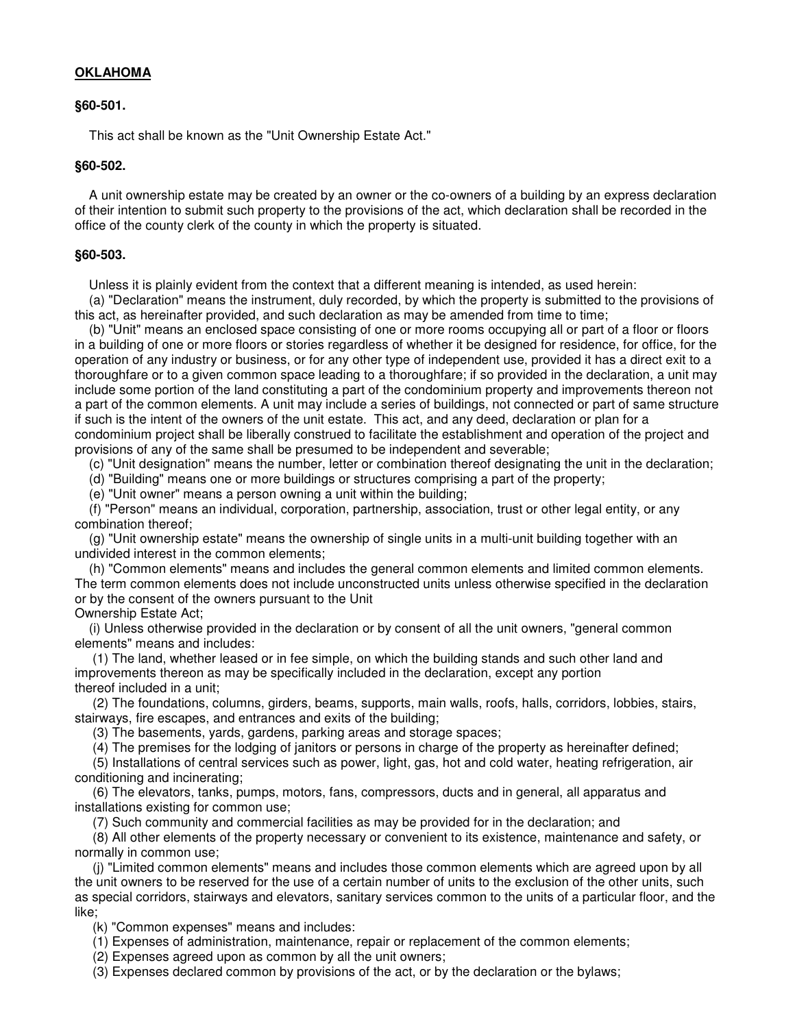**OKLAHOMA**

**§60-501.**

This act shall be known as the "Unit Ownership Estate Act."

**§60-502.**

A unit ownership estate may be created by an owner or the co-owners of a building by an express declaration of their intention to submit such property to the provisions of the act, which declaration shall be recorded in the office of the county clerk of the county in which the property is situated.

**§60-503.**

Unless it is plainly evident from the context that a different meaning is intended, as used herein:

(a) "Declaration" means the instrument, duly recorded, by which the property is submitted to the provisions of this act, as hereinafter provided, and such declaration as may be amended from time to time;

(b) "Unit" means an enclosed space consisting of one or more rooms occupying all or part of a floor or floors in a building of one or more floors or stories regardless of whether it be designed for residence, for office, for the operation of any industry or business, or for any other type of independent use, provided it has a direct exit to a thoroughfare or to a given common space leading to a thoroughfare; if so provided in the declaration, a unit may include some portion of the land constituting a part of the condominium property and improvements thereon not a part of the common elements. A unit may include a series of buildings, not connected or part of same structure if such is the intent of the owners of the unit estate. This act, and any deed, declaration or plan for a condominium project shall be liberally construed to facilitate the establishment and operation of the project and provisions of any of the same shall be presumed to be independent and severable;

(c) "Unit designation" means the number, letter or combination thereof designating the unit in the declaration;

(d) "Building" means one or more buildings or structures comprising a part of the property;

(e) "Unit owner" means a person owning a unit within the building;

(f) "Person" means an individual, corporation, partnership, association, trust or other legal entity, or any combination thereof;

(g) "Unit ownership estate" means the ownership of single units in a multi-unit building together with an undivided interest in the common elements;

(h) "Common elements" means and includes the general common elements and limited common elements. The term common elements does not include unconstructed units unless otherwise specified in the declaration or by the consent of the owners pursuant to the Unit Ownership Estate Act;

(i) Unless otherwise provided in the declaration or by consent of all the unit owners, "general common elements" means and includes:

(1) The land, whether leased or in fee simple, on which the building stands and such other land and improvements thereon as may be specifically included in the declaration, except any portion thereof included in a unit;

(2) The foundations, columns, girders, beams, supports, main walls, roofs, halls, corridors, lobbies, stairs, stairways, fire escapes, and entrances and exits of the building;

(3) The basements, yards, gardens, parking areas and storage spaces;

(4) The premises for the lodging of janitors or persons in charge of the property as hereinafter defined;

(5) Installations of central services such as power, light, gas, hot and cold water, heating refrigeration, air conditioning and incinerating;

(6) The elevators, tanks, pumps, motors, fans, compressors, ducts and in general, all apparatus and installations existing for common use;

(7) Such community and commercial facilities as may be provided for in the declaration; and

(8) All other elements of the property necessary or convenient to its existence, maintenance and safety, or normally in common use;

(j) "Limited common elements" means and includes those common elements which are agreed upon by all the unit owners to be reserved for the use of a certain number of units to the exclusion of the other units, such as special corridors, stairways and elevators, sanitary services common to the units of a particular floor, and the like;

(k) "Common expenses" means and includes:

(1) Expenses of administration, maintenance, repair or replacement of the common elements;

(2) Expenses agreed upon as common by all the unit owners;

(3) Expenses declared common by provisions of the act, or by the declaration or the bylaws;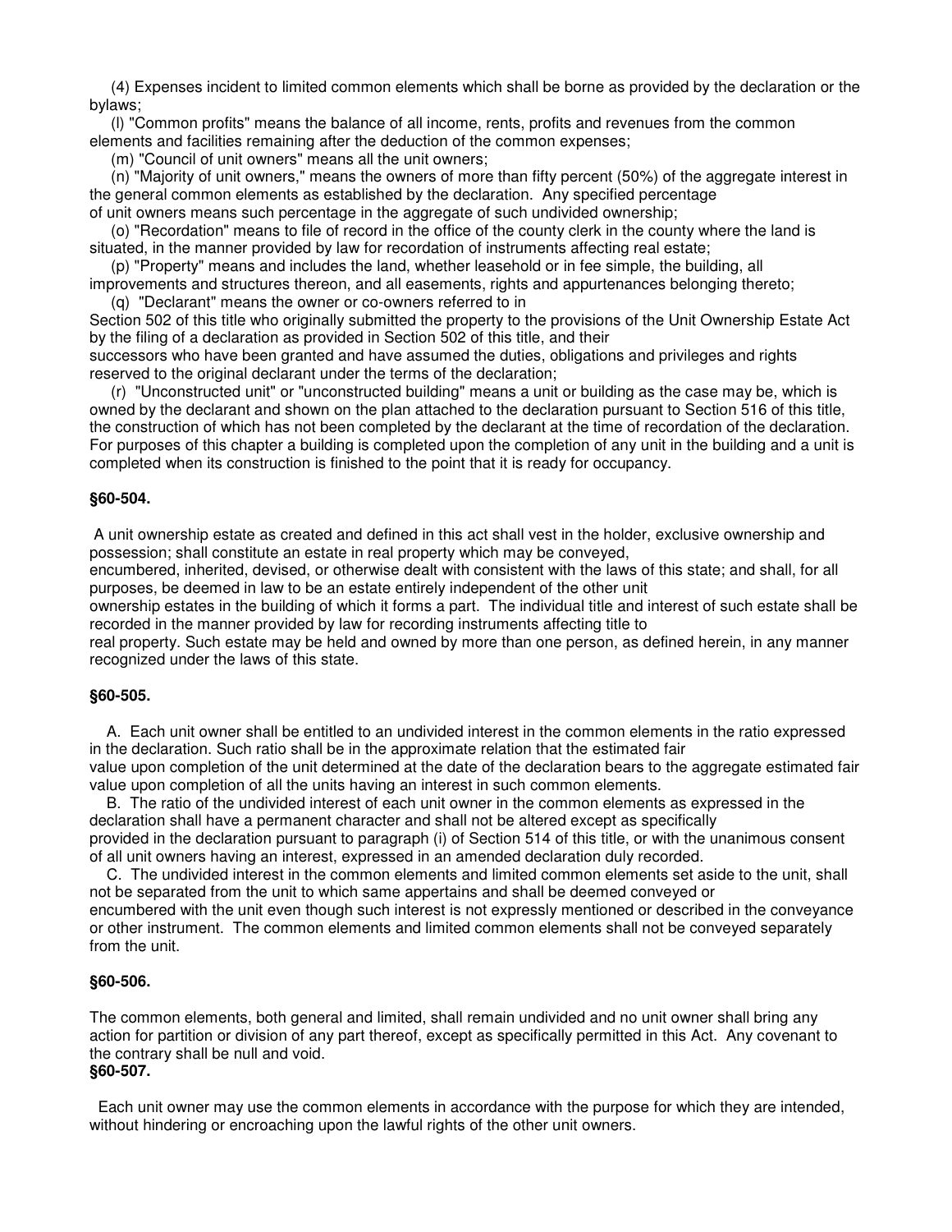(4) Expenses incident to limited common elements which shall be borne as provided by the declaration or the bylaws;

(l) "Common profits" means the balance of all income, rents, profits and revenues from the common elements and facilities remaining after the deduction of the common expenses;

(m) "Council of unit owners" means all the unit owners;

(n) "Majority of unit owners," means the owners of more than fifty percent (50%) of the aggregate interest in the general common elements as established by the declaration. Any specified percentage of unit owners means such percentage in the aggregate of such undivided ownership;

(o) "Recordation" means to file of record in the office of the county clerk in the county where the land is situated, in the manner provided by law for recordation of instruments affecting real estate;

(p) "Property" means and includes the land, whether leasehold or in fee simple, the building, all improvements and structures thereon, and all easements, rights and appurtenances belonging thereto;

(q) "Declarant" means the owner or co-owners referred to in Section 502 of this title who originally submitted the property to the provisions of the Unit Ownership Estate Act by the filing of a declaration as provided in Section 502 of this title, and their successors who have been granted and have assumed the duties, obligations and privileges and rights reserved to the original declarant under the terms of the declaration;

(r) "Unconstructed unit" or "unconstructed building" means a unit or building as the case may be, which is owned by the declarant and shown on the plan attached to the declaration pursuant to Section 516 of this title, the construction of which has not been completed by the declarant at the time of recordation of the declaration. For purposes of this chapter a building is completed upon the completion of any unit in the building and a unit is completed when its construction is finished to the point that it is ready for occupancy.

**§60-504.**

A unit ownership estate as created and defined in this act shall vest in the holder, exclusive ownership and possession; shall constitute an estate in real property which may be conveyed, encumbered, inherited, devised, or otherwise dealt with consistent with the laws of this state; and shall, for all purposes, be deemed in law to be an estate entirely independent of the other unit ownership estates in the building of which it forms a part. The individual title and interest of such estate shall be recorded in the manner provided by law for recording instruments affecting title to real property. Such estate may be held and owned by more than one person, as defined herein, in any manner recognized under the laws of this state.

**§60-505.**

A. Each unit owner shall be entitled to an undivided interest in the common elements in the ratio expressed in the declaration. Such ratio shall be in the approximate relation that the estimated fair value upon completion of the unit determined at the date of the declaration bears to the aggregate estimated fair value upon completion of all the units having an interest in such common elements.

B. The ratio of the undivided interest of each unit owner in the common elements as expressed in the declaration shall have a permanent character and shall not be altered except as specifically provided in the declaration pursuant to paragraph (i) of Section 514 of this title, or with the unanimous consent of all unit owners having an interest, expressed in an amended declaration duly recorded.

C. The undivided interest in the common elements and limited common elements set aside to the unit, shall not be separated from the unit to which same appertains and shall be deemed conveyed or encumbered with the unit even though such interest is not expressly mentioned or described in the conveyance or other instrument. The common elements and limited common elements shall not be conveyed separately from the unit.

**§60-506.**

The common elements, both general and limited, shall remain undivided and no unit owner shall bring any action for partition or division of any part thereof, except as specifically permitted in this Act. Any covenant to the contrary shall be null and void.

**§60-507.**

Each unit owner may use the common elements in accordance with the purpose for which they are intended, without hindering or encroaching upon the lawful rights of the other unit owners.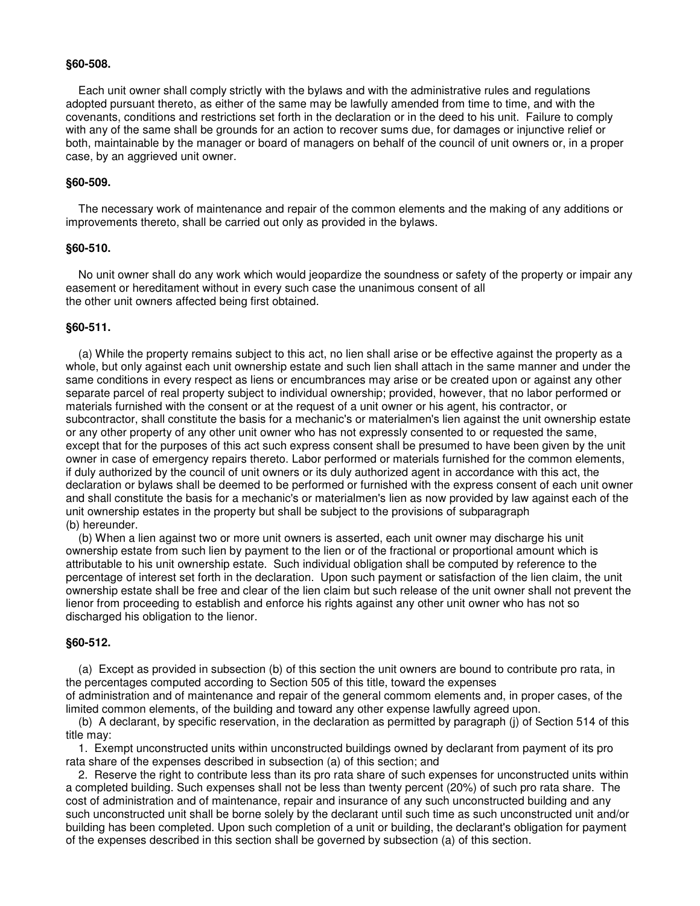**§60-508.**

Each unit owner shall comply strictly with the bylaws and with the administrative rules and regulations adopted pursuant thereto, as either of the same may be lawfully amended from time to time, and with the covenants, conditions and restrictions set forth in the declaration or in the deed to his unit. Failure to comply with any of the same shall be grounds for an action to recover sums due, for damages or injunctive relief or both, maintainable by the manager or board of managers on behalf of the council of unit owners or, in a proper case, by an aggrieved unit owner.

**§60-509.**

The necessary work of maintenance and repair of the common elements and the making of any additions or improvements thereto, shall be carried out only as provided in the bylaws.

**§60-510.**

No unit owner shall do any work which would jeopardize the soundness or safety of the property or impair any easement or hereditament without in every such case the unanimous consent of all the other unit owners affected being first obtained.

**§60-511.**

(a) While the property remains subject to this act, no lien shall arise or be effective against the property as a whole, but only against each unit ownership estate and such lien shall attach in the same manner and under the same conditions in every respect as liens or encumbrances may arise or be created upon or against any other separate parcel of real property subject to individual ownership; provided, however, that no labor performed or materials furnished with the consent or at the request of a unit owner or his agent, his contractor, or subcontractor, shall constitute the basis for a mechanic's or materialmen's lien against the unit ownership estate or any other property of any other unit owner who has not expressly consented to or requested the same, except that for the purposes of this act such express consent shall be presumed to have been given by the unit owner in case of emergency repairs thereto. Labor performed or materials furnished for the common elements, if duly authorized by the council of unit owners or its duly authorized agent in accordance with this act, the declaration or bylaws shall be deemed to be performed or furnished with the express consent of each unit owner and shall constitute the basis for a mechanic's or materialmen's lien as now provided by law against each of the unit ownership estates in the property but shall be subject to the provisions of subparagraph (b) hereunder.

(b) When a lien against two or more unit owners is asserted, each unit owner may discharge his unit ownership estate from such lien by payment to the lien or of the fractional or proportional amount which is attributable to his unit ownership estate. Such individual obligation shall be computed by reference to the percentage of interest set forth in the declaration. Upon such payment or satisfaction of the lien claim, the unit ownership estate shall be free and clear of the lien claim but such release of the unit owner shall not prevent the lienor from proceeding to establish and enforce his rights against any other unit owner who has not so discharged his obligation to the lienor.

**§60-512.**

(a) Except as provided in subsection (b) of this section the unit owners are bound to contribute pro rata, in the percentages computed according to Section 505 of this title, toward the expenses of administration and of maintenance and repair of the general commom elements and, in proper cases, of the limited common elements, of the building and toward any other expense lawfully agreed upon.

(b) A declarant, by specific reservation, in the declaration as permitted by paragraph (j) of Section 514 of this title may:

1. Exempt unconstructed units within unconstructed buildings owned by declarant from payment of its pro rata share of the expenses described in subsection (a) of this section; and

2. Reserve the right to contribute less than its pro rata share of such expenses for unconstructed units within a completed building. Such expenses shall not be less than twenty percent (20%) of such pro rata share. The cost of administration and of maintenance, repair and insurance of any such unconstructed building and any such unconstructed unit shall be borne solely by the declarant until such time as such unconstructed unit and/or building has been completed. Upon such completion of a unit or building, the declarant's obligation for payment of the expenses described in this section shall be governed by subsection (a) of this section.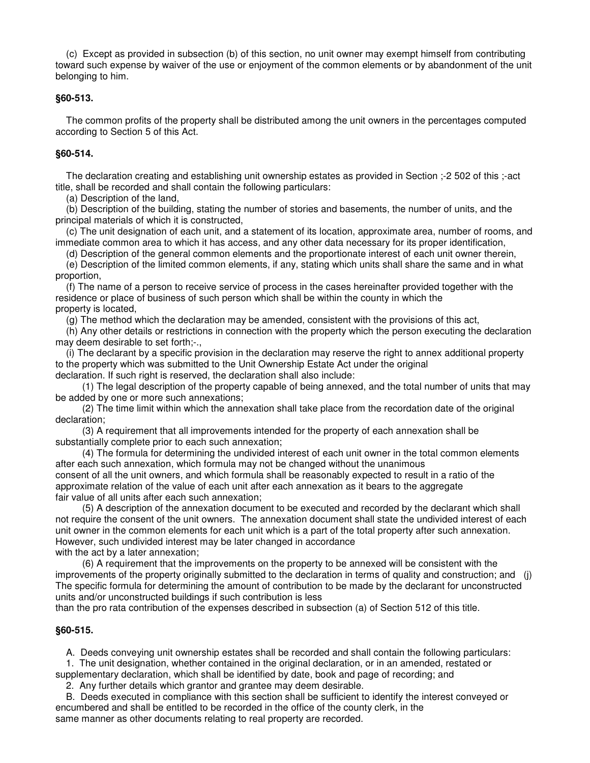(c) Except as provided in subsection (b) of this section, no unit owner may exempt himself from contributing toward such expense by waiver of the use or enjoyment of the common elements or by abandonment of the unit belonging to him.

### §60-513.

The common profits of the property shall be distributed among the unit owners in the percentages computed according to Section 5 of this Act.

### §60-514.

The declaration creating and establishing unit ownership estates as provided in Section ;-2 502 of this ;-act title, shall be recorded and shall contain the following particulars:

(a) Description of the land,

(b) Description of the building, stating the number of stories and basements, the number of units, and the principal materials of which it is constructed,

(c) The unit designation of each unit, and a statement of its location, approximate area, number of rooms, and immediate common area to which it has access, and any other data necessary for its proper identification,

(d) Description of the general common elements and the proportionate interest of each unit owner therein,

(e) Description of the limited common elements, if any, stating which units shall share the same and in what proportion,

(f) The name of a person to receive service of process in the cases hereinafter provided together with the residence or place of business of such person which shall be within the county in which the property is located,

(g) The method which the declaration may be amended, consistent with the provisions of this act,

(h) Any other details or restrictions in connection with the property which the person executing the declaration may deem desirable to set forth;-.,

(i) The declarant by a specific provision in the declaration may reserve the right to annex additional property to the property which was submitted to the Unit Ownership Estate Act under the original declaration. If such right is reserved, the declaration shall also include:

(1) The legal description of the property capable of being annexed, and the total number of units that may be added by one or more such annexations;

(2) The time limit within which the annexation shall take place from the recordation date of the original declaration;

(3) A requirement that all improvements intended for the property of each annexation shall be substantially complete prior to each such annexation;

(4) The formula for determining the undivided interest of each unit owner in the total common elements after each such annexation, which formula may not be changed without the unanimous consent of all the unit owners, and which formula shall be reasonably expected to result in a ratio of the approximate relation of the value of each unit after each annexation as it bears to the aggregate fair value of all units after each such annexation;

(5) A description of the annexation document to be executed and recorded by the declarant which shall not require the consent of the unit owners. The annexation document shall state the undivided interest of each unit owner in the common elements for each unit which is a part of the total property after such annexation. However, such undivided interest may be later changed in accordance with the act by a later annexation;

(6) A requirement that the improvements on the property to be annexed will be consistent with the improvements of the property originally submitted to the declaration in terms of quality and construction; and (j) The specific formula for determining the amount of contribution to be made by the declarant for unconstructed units and/or unconstructed buildings if such contribution is less than the pro rata contribution of the expenses described in subsection (a) of Section 512 of this title.

### §60-515.

A. Deeds conveying unit ownership estates shall be recorded and shall contain the following particulars:

1. The unit designation, whether contained in the original declaration, or in an amended, restated or supplementary declaration, which shall be identified by date, book and page of recording; and

2. Any further details which grantor and grantee may deem desirable.

B. Deeds executed in compliance with this section shall be sufficient to identify the interest conveyed or encumbered and shall be entitled to be recorded in the office of the county clerk, in the same manner as other documents relating to real property are recorded.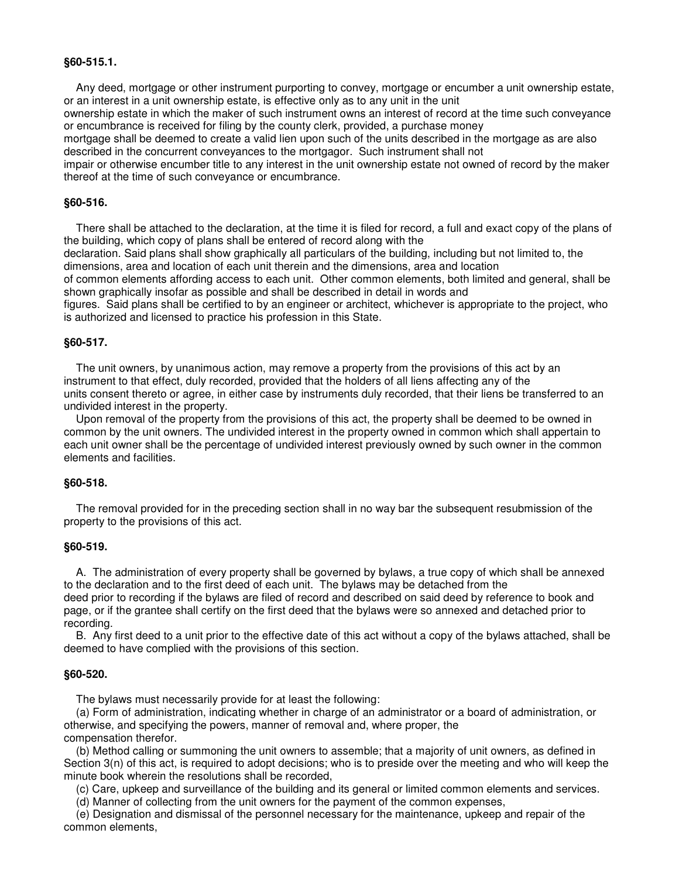**§60-515.1.**

Any deed, mortgage or other instrument purporting to convey, mortgage or encumber a unit ownership estate, or an interest in a unit ownership estate, is effective only as to any unit in the unit ownership estate in which the maker of such instrument owns an interest of record at the time such conveyance or encumbrance is received for filing by the county clerk, provided, a purchase money mortgage shall be deemed to create a valid lien upon such of the units described in the mortgage as are also described in the concurrent conveyances to the mortgagor. Such instrument shall not impair or otherwise encumber title to any interest in the unit ownership estate not owned of record by the maker thereof at the time of such conveyance or encumbrance.

**§60-516.**

There shall be attached to the declaration, at the time it is filed for record, a full and exact copy of the plans of the building, which copy of plans shall be entered of record along with the declaration. Said plans shall show graphically all particulars of the building, including but not limited to, the dimensions, area and location of each unit therein and the dimensions, area and location of common elements affording access to each unit. Other common elements, both limited and general, shall be shown graphically insofar as possible and shall be described in detail in words and figures. Said plans shall be certified to by an engineer or architect, whichever is appropriate to the project, who is authorized and licensed to practice his profession in this State.

**§60-517.**

The unit owners, by unanimous action, may remove a property from the provisions of this act by an instrument to that effect, duly recorded, provided that the holders of all liens affecting any of the units consent thereto or agree, in either case by instruments duly recorded, that their liens be transferred to an undivided interest in the property.

Upon removal of the property from the provisions of this act, the property shall be deemed to be owned in common by the unit owners. The undivided interest in the property owned in common which shall appertain to each unit owner shall be the percentage of undivided interest previously owned by such owner in the common elements and facilities.

**§60-518.**

The removal provided for in the preceding section shall in no way bar the subsequent resubmission of the property to the provisions of this act.

**§60-519.**

A. The administration of every property shall be governed by bylaws, a true copy of which shall be annexed to the declaration and to the first deed of each unit. The bylaws may be detached from the deed prior to recording if the bylaws are filed of record and described on said deed by reference to book and page, or if the grantee shall certify on the first deed that the bylaws were so annexed and detached prior to recording.

B. Any first deed to a unit prior to the effective date of this act without a copy of the bylaws attached, shall be deemed to have complied with the provisions of this section.

**§60-520.**

The bylaws must necessarily provide for at least the following:

(a) Form of administration, indicating whether in charge of an administrator or a board of administration, or otherwise, and specifying the powers, manner of removal and, where proper, the compensation therefor.

(b) Method calling or summoning the unit owners to assemble; that a majority of unit owners, as defined in Section 3(n) of this act, is required to adopt decisions; who is to preside over the meeting and who will keep the minute book wherein the resolutions shall be recorded,

(c) Care, upkeep and surveillance of the building and its general or limited common elements and services.

(d) Manner of collecting from the unit owners for the payment of the common expenses,

(e) Designation and dismissal of the personnel necessary for the maintenance, upkeep and repair of the common elements,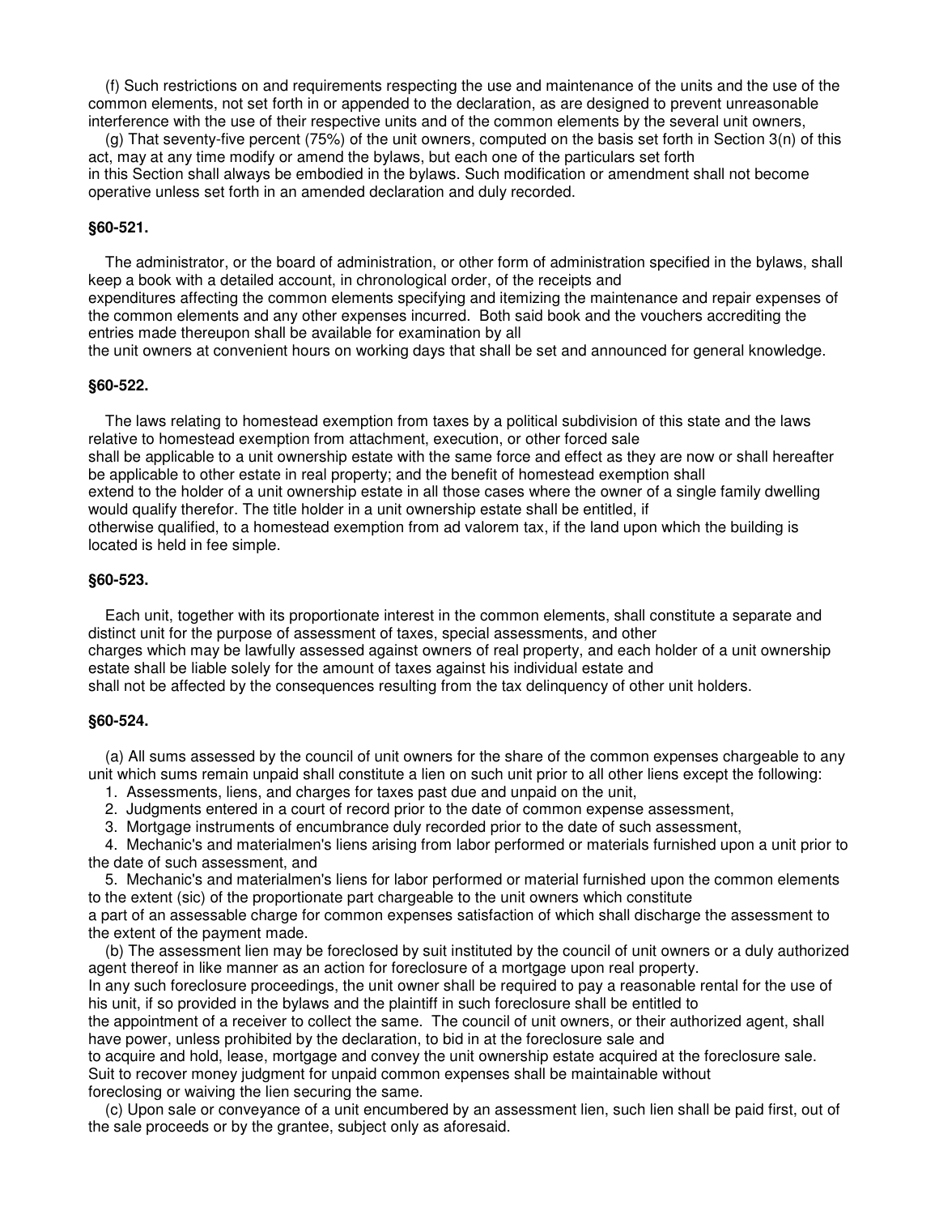(f) Such restrictions on and requirements respecting the use and maintenance of the units and the use of the common elements, not set forth in or appended to the declaration, as are designed to prevent unreasonable interference with the use of their respective units and of the common elements by the several unit owners,

(g) That seventy-five percent (75%) of the unit owners, computed on the basis set forth in Section 3(n) of this act, may at any time modify or amend the bylaws, but each one of the particulars set forth in this Section shall always be embodied in the bylaws. Such modification or amendment shall not become operative unless set forth in an amended declaration and duly recorded.

### §60-521.

The administrator, or the board of administration, or other form of administration specified in the bylaws, shall keep a book with a detailed account, in chronological order, of the receipts and expenditures affecting the common elements specifying and itemizing the maintenance and repair expenses of the common elements and any other expenses incurred. Both said book and the vouchers accrediting the entries made thereupon shall be available for examination by all the unit owners at convenient hours on working days that shall be set and announced for general knowledge.

### §60-522.

The laws relating to homestead exemption from taxes by a political subdivision of this state and the laws relative to homestead exemption from attachment, execution, or other forced sale shall be applicable to a unit ownership estate with the same force and effect as they are now or shall hereafter be applicable to other estate in real property; and the benefit of homestead exemption shall extend to the holder of a unit ownership estate in all those cases where the owner of a single family dwelling would qualify therefor. The title holder in a unit ownership estate shall be entitled, if otherwise qualified, to a homestead exemption from ad valorem tax, if the land upon which the building is located is held in fee simple.

### §60-523.

Each unit, together with its proportionate interest in the common elements, shall constitute a separate and distinct unit for the purpose of assessment of taxes, special assessments, and other charges which may be lawfully assessed against owners of real property, and each holder of a unit ownership estate shall be liable solely for the amount of taxes against his individual estate and shall not be affected by the consequences resulting from the tax delinquency of other unit holders.

### §60-524.

(a) All sums assessed by the council of unit owners for the share of the common expenses chargeable to any unit which sums remain unpaid shall constitute a lien on such unit prior to all other liens except the following:

1. Assessments, liens, and charges for taxes past due and unpaid on the unit,
2. Judgments entered in a court of record prior to the date of common expense assessment,
3. Mortgage instruments of encumbrance duly recorded prior to the date of such assessment,
4. Mechanic's and materialmen's liens arising from labor performed or materials furnished upon a unit prior to the date of such assessment, and
5. Mechanic's and materialmen's liens for labor performed or material furnished upon the common elements to the extent (sic) of the proportionate part chargeable to the unit owners which constitute a part of an assessable charge for common expenses satisfaction of which shall discharge the assessment to the extent of the payment made.

(b) The assessment lien may be foreclosed by suit instituted by the council of unit owners or a duly authorized agent thereof in like manner as an action for foreclosure of a mortgage upon real property. In any such foreclosure proceedings, the unit owner shall be required to pay a reasonable rental for the use of his unit, if so provided in the bylaws and the plaintiff in such foreclosure shall be entitled to the appointment of a receiver to collect the same. The council of unit owners, or their authorized agent, shall have power, unless prohibited by the declaration, to bid in at the foreclosure sale and to acquire and hold, lease, mortgage and convey the unit ownership estate acquired at the foreclosure sale. Suit to recover money judgment for unpaid common expenses shall be maintainable without foreclosing or waiving the lien securing the same.

(c) Upon sale or conveyance of a unit encumbered by an assessment lien, such lien shall be paid first, out of the sale proceeds or by the grantee, subject only as aforesaid.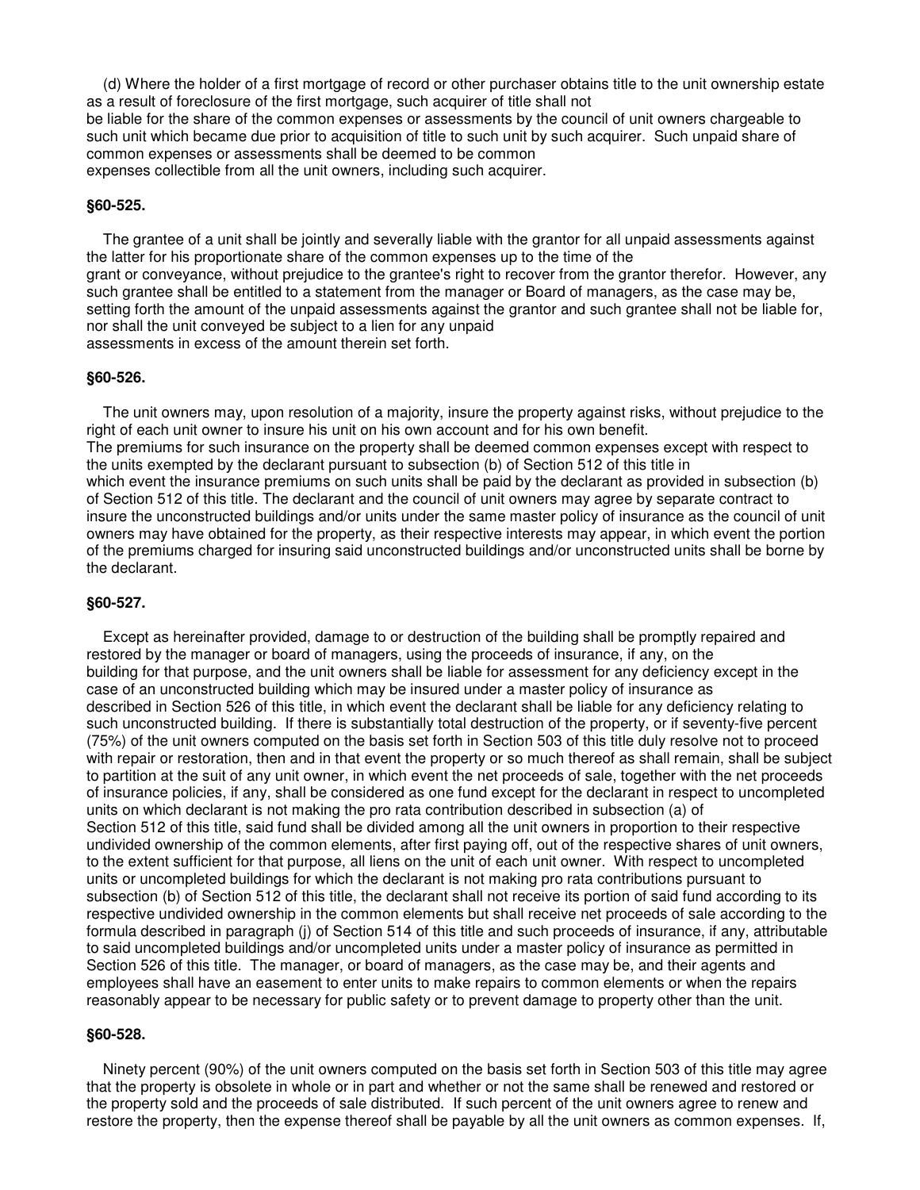(d) Where the holder of a first mortgage of record or other purchaser obtains title to the unit ownership estate as a result of foreclosure of the first mortgage, such acquirer of title shall not be liable for the share of the common expenses or assessments by the council of unit owners chargeable to such unit which became due prior to acquisition of title to such unit by such acquirer. Such unpaid share of common expenses or assessments shall be deemed to be common expenses collectible from all the unit owners, including such acquirer.

**§60-525.**

The grantee of a unit shall be jointly and severally liable with the grantor for all unpaid assessments against the latter for his proportionate share of the common expenses up to the time of the grant or conveyance, without prejudice to the grantee's right to recover from the grantor therefor. However, any such grantee shall be entitled to a statement from the manager or Board of managers, as the case may be, setting forth the amount of the unpaid assessments against the grantor and such grantee shall not be liable for, nor shall the unit conveyed be subject to a lien for any unpaid assessments in excess of the amount therein set forth.

**§60-526.**

The unit owners may, upon resolution of a majority, insure the property against risks, without prejudice to the right of each unit owner to insure his unit on his own account and for his own benefit. The premiums for such insurance on the property shall be deemed common expenses except with respect to the units exempted by the declarant pursuant to subsection (b) of Section 512 of this title in which event the insurance premiums on such units shall be paid by the declarant as provided in subsection (b) of Section 512 of this title. The declarant and the council of unit owners may agree by separate contract to insure the unconstructed buildings and/or units under the same master policy of insurance as the council of unit owners may have obtained for the property, as their respective interests may appear, in which event the portion of the premiums charged for insuring said unconstructed buildings and/or unconstructed units shall be borne by the declarant.

**§60-527.**

Except as hereinafter provided, damage to or destruction of the building shall be promptly repaired and restored by the manager or board of managers, using the proceeds of insurance, if any, on the building for that purpose, and the unit owners shall be liable for assessment for any deficiency except in the case of an unconstructed building which may be insured under a master policy of insurance as described in Section 526 of this title, in which event the declarant shall be liable for any deficiency relating to such unconstructed building. If there is substantially total destruction of the property, or if seventy-five percent (75%) of the unit owners computed on the basis set forth in Section 503 of this title duly resolve not to proceed with repair or restoration, then and in that event the property or so much thereof as shall remain, shall be subject to partition at the suit of any unit owner, in which event the net proceeds of sale, together with the net proceeds of insurance policies, if any, shall be considered as one fund except for the declarant in respect to uncompleted units on which declarant is not making the pro rata contribution described in subsection (a) of Section 512 of this title, said fund shall be divided among all the unit owners in proportion to their respective undivided ownership of the common elements, after first paying off, out of the respective shares of unit owners, to the extent sufficient for that purpose, all liens on the unit of each unit owner. With respect to uncompleted units or uncompleted buildings for which the declarant is not making pro rata contributions pursuant to subsection (b) of Section 512 of this title, the declarant shall not receive its portion of said fund according to its respective undivided ownership in the common elements but shall receive net proceeds of sale according to the formula described in paragraph (j) of Section 514 of this title and such proceeds of insurance, if any, attributable to said uncompleted buildings and/or uncompleted units under a master policy of insurance as permitted in Section 526 of this title. The manager, or board of managers, as the case may be, and their agents and employees shall have an easement to enter units to make repairs to common elements or when the repairs reasonably appear to be necessary for public safety or to prevent damage to property other than the unit.

**§60-528.**

Ninety percent (90%) of the unit owners computed on the basis set forth in Section 503 of this title may agree that the property is obsolete in whole or in part and whether or not the same shall be renewed and restored or the property sold and the proceeds of sale distributed. If such percent of the unit owners agree to renew and restore the property, then the expense thereof shall be payable by all the unit owners as common expenses. If,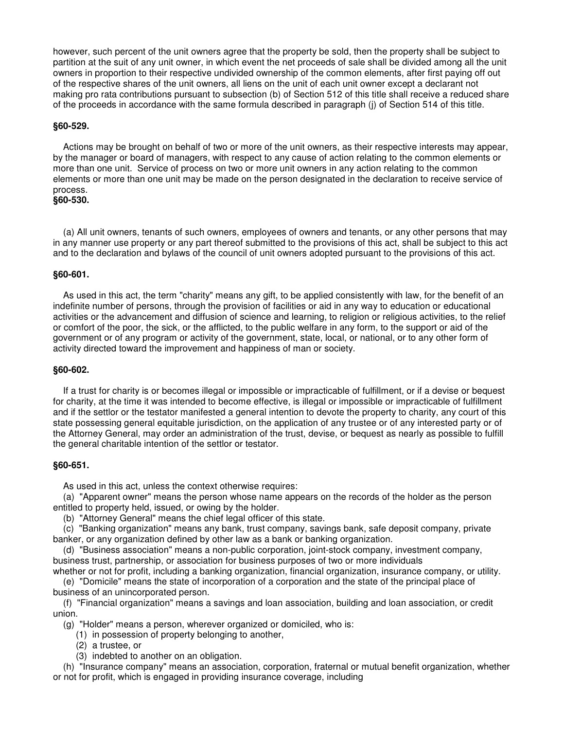however, such percent of the unit owners agree that the property be sold, then the property shall be subject to partition at the suit of any unit owner, in which event the net proceeds of sale shall be divided among all the unit owners in proportion to their respective undivided ownership of the common elements, after first paying off out of the respective shares of the unit owners, all liens on the unit of each unit owner except a declarant not making pro rata contributions pursuant to subsection (b) of Section 512 of this title shall receive a reduced share of the proceeds in accordance with the same formula described in paragraph (j) of Section 514 of this title.

**§60-529.**

Actions may be brought on behalf of two or more of the unit owners, as their respective interests may appear, by the manager or board of managers, with respect to any cause of action relating to the common elements or more than one unit. Service of process on two or more unit owners in any action relating to the common elements or more than one unit may be made on the person designated in the declaration to receive service of process.

**§60-530.**

(a) All unit owners, tenants of such owners, employees of owners and tenants, or any other persons that may in any manner use property or any part thereof submitted to the provisions of this act, shall be subject to this act and to the declaration and bylaws of the council of unit owners adopted pursuant to the provisions of this act.

**§60-601.**

As used in this act, the term "charity" means any gift, to be applied consistently with law, for the benefit of an indefinite number of persons, through the provision of facilities or aid in any way to education or educational activities or the advancement and diffusion of science and learning, to religion or religious activities, to the relief or comfort of the poor, the sick, or the afflicted, to the public welfare in any form, to the support or aid of the government or of any program or activity of the government, state, local, or national, or to any other form of activity directed toward the improvement and happiness of man or society.

**§60-602.**

If a trust for charity is or becomes illegal or impossible or impracticable of fulfillment, or if a devise or bequest for charity, at the time it was intended to become effective, is illegal or impossible or impracticable of fulfillment and if the settlor or the testator manifested a general intention to devote the property to charity, any court of this state possessing general equitable jurisdiction, on the application of any trustee or of any interested party or of the Attorney General, may order an administration of the trust, devise, or bequest as nearly as possible to fulfill the general charitable intention of the settlor or testator.

**§60-651.**

As used in this act, unless the context otherwise requires:

(a) "Apparent owner" means the person whose name appears on the records of the holder as the person entitled to property held, issued, or owing by the holder.

(b) "Attorney General" means the chief legal officer of this state.

(c) "Banking organization" means any bank, trust company, savings bank, safe deposit company, private banker, or any organization defined by other law as a bank or banking organization.

(d) "Business association" means a non-public corporation, joint-stock company, investment company, business trust, partnership, or association for business purposes of two or more individuals whether or not for profit, including a banking organization, financial organization, insurance company, or utility.

(e) "Domicile" means the state of incorporation of a corporation and the state of the principal place of business of an unincorporated person.

(f) "Financial organization" means a savings and loan association, building and loan association, or credit union.

(g) "Holder" means a person, wherever organized or domiciled, who is:

(1) in possession of property belonging to another,

(2) a trustee, or

(3) indebted to another on an obligation.

(h) "Insurance company" means an association, corporation, fraternal or mutual benefit organization, whether or not for profit, which is engaged in providing insurance coverage, including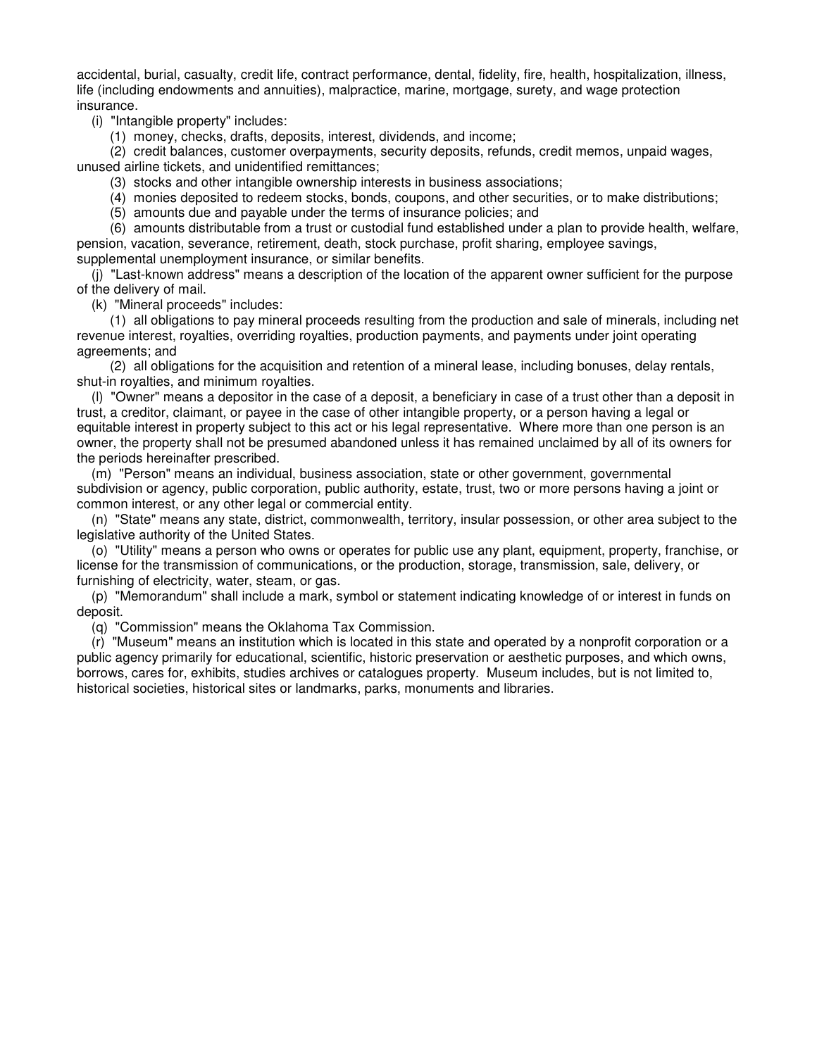accidental, burial, casualty, credit life, contract performance, dental, fidelity, fire, health, hospitalization, illness, life (including endowments and annuities), malpractice, marine, mortgage, surety, and wage protection insurance.

(i) "Intangible property" includes:

(1) money, checks, drafts, deposits, interest, dividends, and income;

(2) credit balances, customer overpayments, security deposits, refunds, credit memos, unpaid wages, unused airline tickets, and unidentified remittances;

(3) stocks and other intangible ownership interests in business associations;

(4) monies deposited to redeem stocks, bonds, coupons, and other securities, or to make distributions;

(5) amounts due and payable under the terms of insurance policies; and

(6) amounts distributable from a trust or custodial fund established under a plan to provide health, welfare, pension, vacation, severance, retirement, death, stock purchase, profit sharing, employee savings, supplemental unemployment insurance, or similar benefits.

(j) "Last-known address" means a description of the location of the apparent owner sufficient for the purpose of the delivery of mail.

(k) "Mineral proceeds" includes:

(1) all obligations to pay mineral proceeds resulting from the production and sale of minerals, including net revenue interest, royalties, overriding royalties, production payments, and payments under joint operating agreements; and

(2) all obligations for the acquisition and retention of a mineral lease, including bonuses, delay rentals, shut-in royalties, and minimum royalties.

(l) "Owner" means a depositor in the case of a deposit, a beneficiary in case of a trust other than a deposit in trust, a creditor, claimant, or payee in the case of other intangible property, or a person having a legal or equitable interest in property subject to this act or his legal representative. Where more than one person is an owner, the property shall not be presumed abandoned unless it has remained unclaimed by all of its owners for the periods hereinafter prescribed.

(m) "Person" means an individual, business association, state or other government, governmental subdivision or agency, public corporation, public authority, estate, trust, two or more persons having a joint or common interest, or any other legal or commercial entity.

(n) "State" means any state, district, commonwealth, territory, insular possession, or other area subject to the legislative authority of the United States.

(o) "Utility" means a person who owns or operates for public use any plant, equipment, property, franchise, or license for the transmission of communications, or the production, storage, transmission, sale, delivery, or furnishing of electricity, water, steam, or gas.

(p) "Memorandum" shall include a mark, symbol or statement indicating knowledge of or interest in funds on deposit.

(q) "Commission" means the Oklahoma Tax Commission.

(r) "Museum" means an institution which is located in this state and operated by a nonprofit corporation or a public agency primarily for educational, scientific, historic preservation or aesthetic purposes, and which owns, borrows, cares for, exhibits, studies archives or catalogues property. Museum includes, but is not limited to, historical societies, historical sites or landmarks, parks, monuments and libraries.